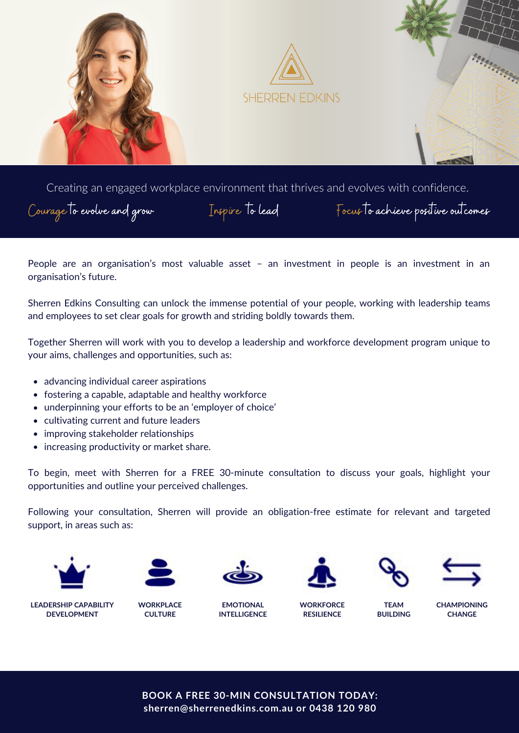# SHERREN EDKINS

Creating an engaged workplace environment that thrives and evolves with confidence.

*Courage* to evolve and grow    *Inspire* to lead    *Focus* to achieve positive outcomes

People are an organisation's most valuable asset – an investment in people is an investment in an organisation's future.

Sherren Edkins Consulting can unlock the immense potential of your people, working with leadership teams and employees to set clear goals for growth and striding boldly towards them.

Together Sherren will work with you to develop a leadership and workforce development program unique to your aims, challenges and opportunities, such as:

- advancing individual career aspirations
- fostering a capable, adaptable and healthy workforce
- underpinning your efforts to be an 'employer of choice'
- cultivating current and future leaders
- improving stakeholder relationships
- increasing productivity or market share.

To begin, meet with Sherren for a FREE 30-minute consultation to discuss your goals, highlight your opportunities and outline your perceived challenges.

Following your consultation, Sherren will provide an obligation-free estimate for relevant and targeted support, in areas such as:

**LEADERSHIP CAPABILITY DEVELOPMENT**

**WORKPLACE CULTURE**

**EMOTIONAL INTELLIGENCE**

**WORKFORCE RESILIENCE**

**TEAM BUILDING**

**CHAMPIONING CHANGE**

**BOOK A FREE 30-MIN CONSULTATION TODAY:**
**sherren@sherrenedkins.com.au or 0438 120 980**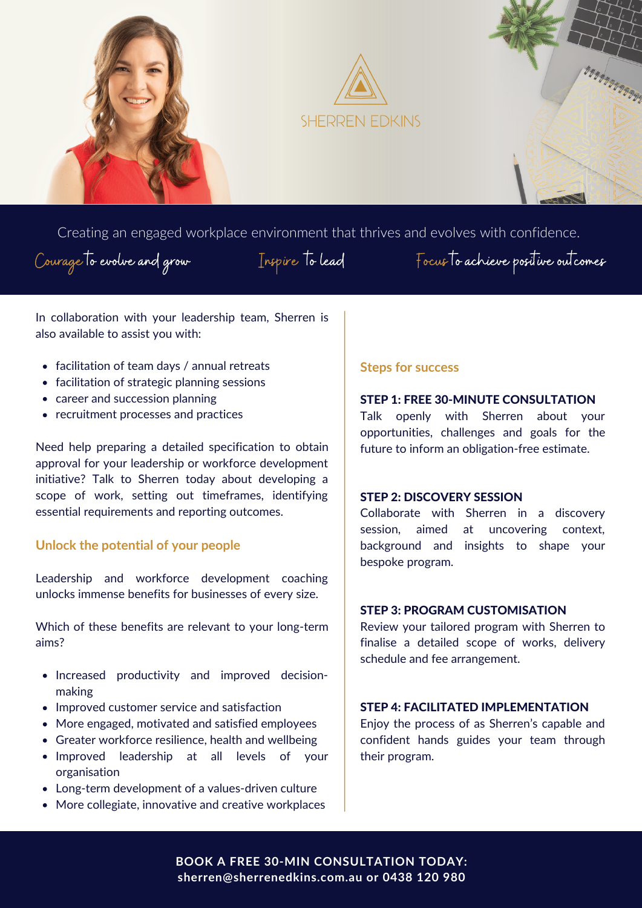SHERREN EDKINS

Creating an engaged workplace environment that thrives and evolves with confidence.

*Courage* to evolve and grow — *Inspire* to lead — *Focus* to achieve positive outcomes

In collaboration with your leadership team, Sherren is also available to assist you with:

- facilitation of team days / annual retreats
- facilitation of strategic planning sessions
- career and succession planning
- recruitment processes and practices

Need help preparing a detailed specification to obtain approval for your leadership or workforce development initiative? Talk to Sherren today about developing a scope of work, setting out timeframes, identifying essential requirements and reporting outcomes.

## Unlock the potential of your people

Leadership and workforce development coaching unlocks immense benefits for businesses of every size.

Which of these benefits are relevant to your long-term aims?

- Increased productivity and improved decision-making
- Improved customer service and satisfaction
- More engaged, motivated and satisfied employees
- Greater workforce resilience, health and wellbeing
- Improved leadership at all levels of your organisation
- Long-term development of a values-driven culture
- More collegiate, innovative and creative workplaces

## Steps for success

### STEP 1: FREE 30-MINUTE CONSULTATION

Talk openly with Sherren about your opportunities, challenges and goals for the future to inform an obligation-free estimate.

### STEP 2: DISCOVERY SESSION

Collaborate with Sherren in a discovery session, aimed at uncovering context, background and insights to shape your bespoke program.

### STEP 3: PROGRAM CUSTOMISATION

Review your tailored program with Sherren to finalise a detailed scope of works, delivery schedule and fee arrangement.

### STEP 4: FACILITATED IMPLEMENTATION

Enjoy the process of as Sherren's capable and confident hands guides your team through their program.

**BOOK A FREE 30-MIN CONSULTATION TODAY:**
**sherren@sherrenedkins.com.au or 0438 120 980**